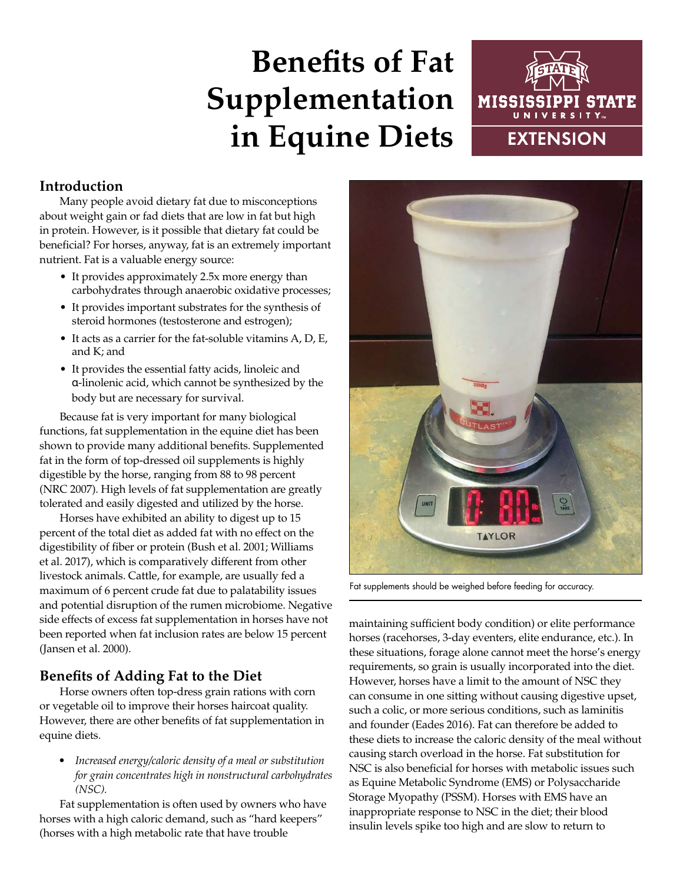# Benefits of Fat Supplementation in Equine Diets

## Introduction

Many people avoid dietary fat due to misconceptions about weight gain or fad diets that are low in fat but high in protein. However, is it possible that dietary fat could be beneficial? For horses, anyway, fat is an extremely important nutrient. Fat is a valuable energy source:

- It provides approximately 2.5x more energy than carbohydrates through anaerobic oxidative processes;
- It provides important substrates for the synthesis of steroid hormones (testosterone and estrogen);
- It acts as a carrier for the fat-soluble vitamins A, D, E, and K; and
- It provides the essential fatty acids, linoleic and α-linolenic acid, which cannot be synthesized by the body but are necessary for survival.

Because fat is very important for many biological functions, fat supplementation in the equine diet has been shown to provide many additional benefits. Supplemented fat in the form of top-dressed oil supplements is highly digestible by the horse, ranging from 88 to 98 percent (NRC 2007). High levels of fat supplementation are greatly tolerated and easily digested and utilized by the horse.

Horses have exhibited an ability to digest up to 15 percent of the total diet as added fat with no effect on the digestibility of fiber or protein (Bush et al. 2001; Williams et al. 2017), which is comparatively different from other livestock animals. Cattle, for example, are usually fed a maximum of 6 percent crude fat due to palatability issues and potential disruption of the rumen microbiome. Negative side effects of excess fat supplementation in horses have not been reported when fat inclusion rates are below 15 percent (Jansen et al. 2000).

Fat supplements should be weighed before feeding for accuracy.

## Benefits of Adding Fat to the Diet

Horse owners often top-dress grain rations with corn or vegetable oil to improve their horses haircoat quality. However, there are other benefits of fat supplementation in equine diets.

- *Increased energy/caloric density of a meal or substitution for grain concentrates high in nonstructural carbohydrates (NSC).*

Fat supplementation is often used by owners who have horses with a high caloric demand, such as "hard keepers" (horses with a high metabolic rate that have trouble maintaining sufficient body condition) or elite performance horses (racehorses, 3-day eventers, elite endurance, etc.). In these situations, forage alone cannot meet the horse's energy requirements, so grain is usually incorporated into the diet. However, horses have a limit to the amount of NSC they can consume in one sitting without causing digestive upset, such a colic, or more serious conditions, such as laminitis and founder (Eades 2016). Fat can therefore be added to these diets to increase the caloric density of the meal without causing starch overload in the horse. Fat substitution for NSC is also beneficial for horses with metabolic issues such as Equine Metabolic Syndrome (EMS) or Polysaccharide Storage Myopathy (PSSM). Horses with EMS have an inappropriate response to NSC in the diet; their blood insulin levels spike too high and are slow to return to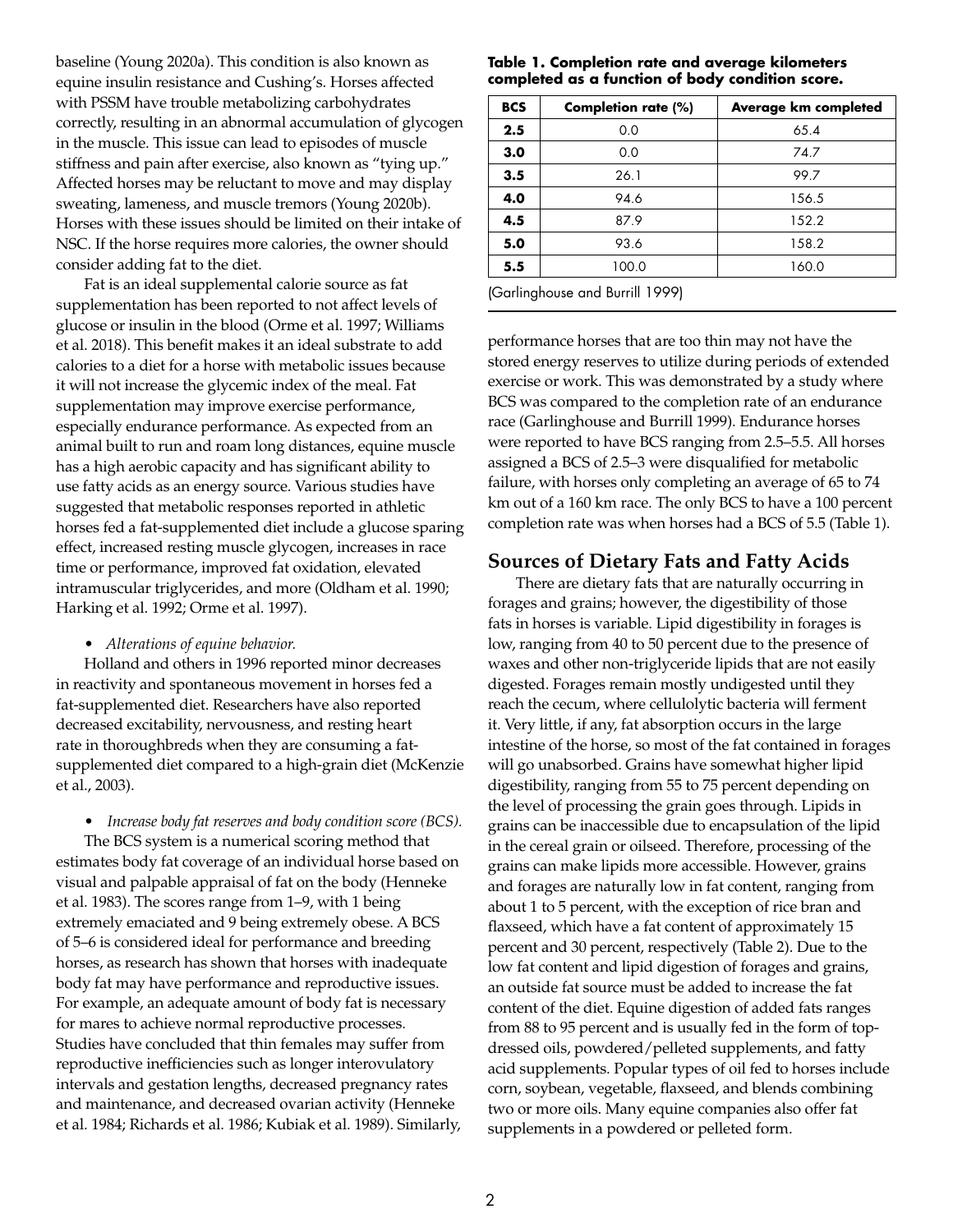baseline (Young 2020a). This condition is also known as equine insulin resistance and Cushing's. Horses affected with PSSM have trouble metabolizing carbohydrates correctly, resulting in an abnormal accumulation of glycogen in the muscle. This issue can lead to episodes of muscle stiffness and pain after exercise, also known as "tying up." Affected horses may be reluctant to move and may display sweating, lameness, and muscle tremors (Young 2020b). Horses with these issues should be limited on their intake of NSC. If the horse requires more calories, the owner should consider adding fat to the diet.

Fat is an ideal supplemental calorie source as fat supplementation has been reported to not affect levels of glucose or insulin in the blood (Orme et al. 1997; Williams et al. 2018). This benefit makes it an ideal substrate to add calories to a diet for a horse with metabolic issues because it will not increase the glycemic index of the meal. Fat supplementation may improve exercise performance, especially endurance performance. As expected from an animal built to run and roam long distances, equine muscle has a high aerobic capacity and has significant ability to use fatty acids as an energy source. Various studies have suggested that metabolic responses reported in athletic horses fed a fat-supplemented diet include a glucose sparing effect, increased resting muscle glycogen, increases in race time or performance, improved fat oxidation, elevated intramuscular triglycerides, and more (Oldham et al. 1990; Harking et al. 1992; Orme et al. 1997).

- *Alterations of equine behavior.*

Holland and others in 1996 reported minor decreases in reactivity and spontaneous movement in horses fed a fat-supplemented diet. Researchers have also reported decreased excitability, nervousness, and resting heart rate in thoroughbreds when they are consuming a fat-supplemented diet compared to a high-grain diet (McKenzie et al., 2003).

- *Increase body fat reserves and body condition score (BCS).*

The BCS system is a numerical scoring method that estimates body fat coverage of an individual horse based on visual and palpable appraisal of fat on the body (Henneke et al. 1983). The scores range from 1–9, with 1 being extremely emaciated and 9 being extremely obese. A BCS of 5–6 is considered ideal for performance and breeding horses, as research has shown that horses with inadequate body fat may have performance and reproductive issues. For example, an adequate amount of body fat is necessary for mares to achieve normal reproductive processes. Studies have concluded that thin females may suffer from reproductive inefficiencies such as longer interovulatory intervals and gestation lengths, decreased pregnancy rates and maintenance, and decreased ovarian activity (Henneke et al. 1984; Richards et al. 1986; Kubiak et al. 1989). Similarly, performance horses that are too thin may not have the stored energy reserves to utilize during periods of extended exercise or work. This was demonstrated by a study where BCS was compared to the completion rate of an endurance race (Garlinghouse and Burrill 1999). Endurance horses were reported to have BCS ranging from 2.5–5.5. All horses assigned a BCS of 2.5–3 were disqualified for metabolic failure, with horses only completing an average of 65 to 74 km out of a 160 km race. The only BCS to have a 100 percent completion rate was when horses had a BCS of 5.5 (Table 1).

**Table 1. Completion rate and average kilometers completed as a function of body condition score.**

| BCS | Completion rate (%) | Average km completed |
|---|---|---|
| 2.5 | 0.0 | 65.4 |
| 3.0 | 0.0 | 74.7 |
| 3.5 | 26.1 | 99.7 |
| 4.0 | 94.6 | 156.5 |
| 4.5 | 87.9 | 152.2 |
| 5.0 | 93.6 | 158.2 |
| 5.5 | 100.0 | 160.0 |

(Garlinghouse and Burrill 1999)

## Sources of Dietary Fats and Fatty Acids

There are dietary fats that are naturally occurring in forages and grains; however, the digestibility of those fats in horses is variable. Lipid digestibility in forages is low, ranging from 40 to 50 percent due to the presence of waxes and other non-triglyceride lipids that are not easily digested. Forages remain mostly undigested until they reach the cecum, where cellulolytic bacteria will ferment it. Very little, if any, fat absorption occurs in the large intestine of the horse, so most of the fat contained in forages will go unabsorbed. Grains have somewhat higher lipid digestibility, ranging from 55 to 75 percent depending on the level of processing the grain goes through. Lipids in grains can be inaccessible due to encapsulation of the lipid in the cereal grain or oilseed. Therefore, processing of the grains can make lipids more accessible. However, grains and forages are naturally low in fat content, ranging from about 1 to 5 percent, with the exception of rice bran and flaxseed, which have a fat content of approximately 15 percent and 30 percent, respectively (Table 2). Due to the low fat content and lipid digestion of forages and grains, an outside fat source must be added to increase the fat content of the diet. Equine digestion of added fats ranges from 88 to 95 percent and is usually fed in the form of top-dressed oils, powdered/pelleted supplements, and fatty acid supplements. Popular types of oil fed to horses include corn, soybean, vegetable, flaxseed, and blends combining two or more oils. Many equine companies also offer fat supplements in a powdered or pelleted form.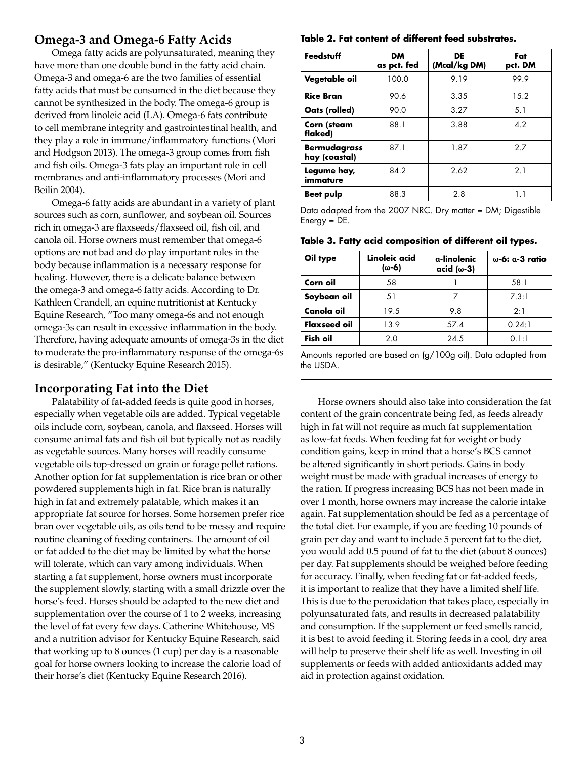## Omega-3 and Omega-6 Fatty Acids

Omega fatty acids are polyunsaturated, meaning they have more than one double bond in the fatty acid chain. Omega-3 and omega-6 are the two families of essential fatty acids that must be consumed in the diet because they cannot be synthesized in the body. The omega-6 group is derived from linoleic acid (LA). Omega-6 fats contribute to cell membrane integrity and gastrointestinal health, and they play a role in immune/inflammatory functions (Mori and Hodgson 2013). The omega-3 group comes from fish and fish oils. Omega-3 fats play an important role in cell membranes and anti-inflammatory processes (Mori and Beilin 2004).

Omega-6 fatty acids are abundant in a variety of plant sources such as corn, sunflower, and soybean oil. Sources rich in omega-3 are flaxseeds/flaxseed oil, fish oil, and canola oil. Horse owners must remember that omega-6 options are not bad and do play important roles in the body because inflammation is a necessary response for healing. However, there is a delicate balance between the omega-3 and omega-6 fatty acids. According to Dr. Kathleen Crandell, an equine nutritionist at Kentucky Equine Research, "Too many omega-6s and not enough omega-3s can result in excessive inflammation in the body. Therefore, having adequate amounts of omega-3s in the diet to moderate the pro-inflammatory response of the omega-6s is desirable," (Kentucky Equine Research 2015).

## Incorporating Fat into the Diet

Palatability of fat-added feeds is quite good in horses, especially when vegetable oils are added. Typical vegetable oils include corn, soybean, canola, and flaxseed. Horses will consume animal fats and fish oil but typically not as readily as vegetable sources. Many horses will readily consume vegetable oils top-dressed on grain or forage pellet rations. Another option for fat supplementation is rice bran or other powdered supplements high in fat. Rice bran is naturally high in fat and extremely palatable, which makes it an appropriate fat source for horses. Some horsemen prefer rice bran over vegetable oils, as oils tend to be messy and require routine cleaning of feeding containers. The amount of oil or fat added to the diet may be limited by what the horse will tolerate, which can vary among individuals. When starting a fat supplement, horse owners must incorporate the supplement slowly, starting with a small drizzle over the horse's feed. Horses should be adapted to the new diet and supplementation over the course of 1 to 2 weeks, increasing the level of fat every few days. Catherine Whitehouse, MS and a nutrition advisor for Kentucky Equine Research, said that working up to 8 ounces (1 cup) per day is a reasonable goal for horse owners looking to increase the calorie load of their horse's diet (Kentucky Equine Research 2016).

**Table 2. Fat content of different feed substrates.**

| Feedstuff | DM as pct. fed | DE (Mcal/kg DM) | Fat pct. DM |
|---|---|---|---|
| Vegetable oil | 100.0 | 9.19 | 99.9 |
| Rice Bran | 90.6 | 3.35 | 15.2 |
| Oats (rolled) | 90.0 | 3.27 | 5.1 |
| Corn (steam flaked) | 88.1 | 3.88 | 4.2 |
| Bermudagrass hay (coastal) | 87.1 | 1.87 | 2.7 |
| Legume hay, immature | 84.2 | 2.62 | 2.1 |
| Beet pulp | 88.3 | 2.8 | 1.1 |

Data adapted from the 2007 NRC. Dry matter = DM; Digestible Energy = DE.

**Table 3. Fatty acid composition of different oil types.**

| Oil type | Linoleic acid (ω-6) | α-linolenic acid (ω-3) | ω-6: α-3 ratio |
|---|---|---|---|
| Corn oil | 58 | 1 | 58:1 |
| Soybean oil | 51 | 7 | 7.3:1 |
| Canola oil | 19.5 | 9.8 | 2:1 |
| Flaxseed oil | 13.9 | 57.4 | 0.24:1 |
| Fish oil | 2.0 | 24.5 | 0.1:1 |

Amounts reported are based on (g/100g oil). Data adapted from the USDA.

Horse owners should also take into consideration the fat content of the grain concentrate being fed, as feeds already high in fat will not require as much fat supplementation as low-fat feeds. When feeding fat for weight or body condition gains, keep in mind that a horse's BCS cannot be altered significantly in short periods. Gains in body weight must be made with gradual increases of energy to the ration. If progress increasing BCS has not been made in over 1 month, horse owners may increase the calorie intake again. Fat supplementation should be fed as a percentage of the total diet. For example, if you are feeding 10 pounds of grain per day and want to include 5 percent fat to the diet, you would add 0.5 pound of fat to the diet (about 8 ounces) per day. Fat supplements should be weighed before feeding for accuracy. Finally, when feeding fat or fat-added feeds, it is important to realize that they have a limited shelf life. This is due to the peroxidation that takes place, especially in polyunsaturated fats, and results in decreased palatability and consumption. If the supplement or feed smells rancid, it is best to avoid feeding it. Storing feeds in a cool, dry area will help to preserve their shelf life as well. Investing in oil supplements or feeds with added antioxidants added may aid in protection against oxidation.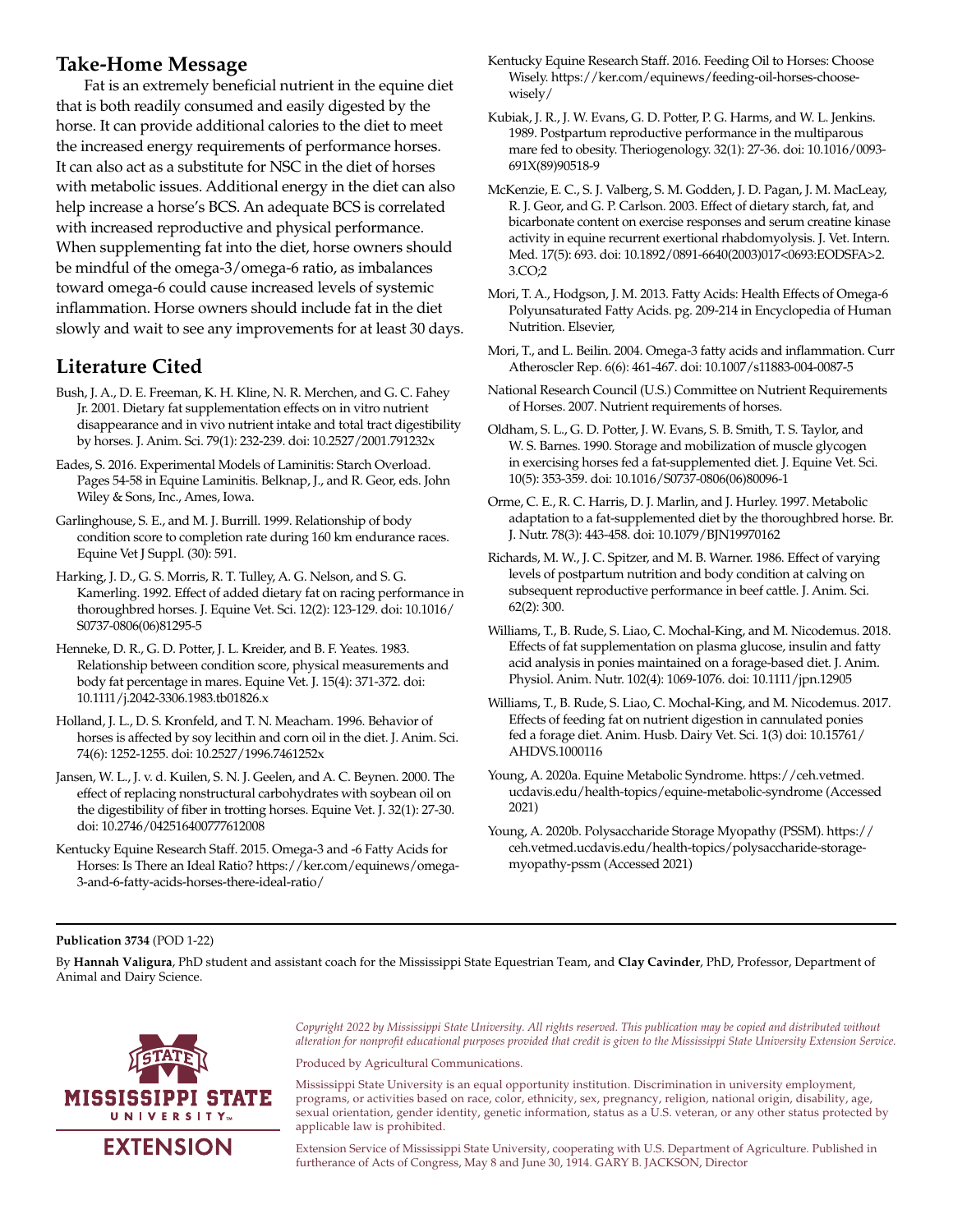## Take-Home Message

Fat is an extremely beneficial nutrient in the equine diet that is both readily consumed and easily digested by the horse. It can provide additional calories to the diet to meet the increased energy requirements of performance horses. It can also act as a substitute for NSC in the diet of horses with metabolic issues. Additional energy in the diet can also help increase a horse's BCS. An adequate BCS is correlated with increased reproductive and physical performance. When supplementing fat into the diet, horse owners should be mindful of the omega-3/omega-6 ratio, as imbalances toward omega-6 could cause increased levels of systemic inflammation. Horse owners should include fat in the diet slowly and wait to see any improvements for at least 30 days.

## Literature Cited

Bush, J. A., D. E. Freeman, K. H. Kline, N. R. Merchen, and G. C. Fahey Jr. 2001. Dietary fat supplementation effects on in vitro nutrient disappearance and in vivo nutrient intake and total tract digestibility by horses. J. Anim. Sci. 79(1): 232-239. doi: 10.2527/2001.791232x

Eades, S. 2016. Experimental Models of Laminitis: Starch Overload. Pages 54-58 in Equine Laminitis. Belknap, J., and R. Geor, eds. John Wiley & Sons, Inc., Ames, Iowa.

Garlinghouse, S. E., and M. J. Burrill. 1999. Relationship of body condition score to completion rate during 160 km endurance races. Equine Vet J Suppl. (30): 591.

Harking, J. D., G. S. Morris, R. T. Tulley, A. G. Nelson, and S. G. Kamerling. 1992. Effect of added dietary fat on racing performance in thoroughbred horses. J. Equine Vet. Sci. 12(2): 123-129. doi: 10.1016/S0737-0806(06)81295-5

Henneke, D. R., G. D. Potter, J. L. Kreider, and B. F. Yeates. 1983. Relationship between condition score, physical measurements and body fat percentage in mares. Equine Vet. J. 15(4): 371-372. doi: 10.1111/j.2042-3306.1983.tb01826.x

Holland, J. L., D. S. Kronfeld, and T. N. Meacham. 1996. Behavior of horses is affected by soy lecithin and corn oil in the diet. J. Anim. Sci. 74(6): 1252-1255. doi: 10.2527/1996.7461252x

Jansen, W. L., J. v. d. Kuilen, S. N. J. Geelen, and A. C. Beynen. 2000. The effect of replacing nonstructural carbohydrates with soybean oil on the digestibility of fiber in trotting horses. Equine Vet. J. 32(1): 27-30. doi: 10.2746/042516400777612008

Kentucky Equine Research Staff. 2015. Omega-3 and -6 Fatty Acids for Horses: Is There an Ideal Ratio? https://ker.com/equinews/omega-3-and-6-fatty-acids-horses-there-ideal-ratio/

Kentucky Equine Research Staff. 2016. Feeding Oil to Horses: Choose Wisely. https://ker.com/equinews/feeding-oil-horses-choose-wisely/

Kubiak, J. R., J. W. Evans, G. D. Potter, P. G. Harms, and W. L. Jenkins. 1989. Postpartum reproductive performance in the multiparous mare fed to obesity. Theriogenology. 32(1): 27-36. doi: 10.1016/0093-691X(89)90518-9

McKenzie, E. C., S. J. Valberg, S. M. Godden, J. D. Pagan, J. M. MacLeay, R. J. Geor, and G. P. Carlson. 2003. Effect of dietary starch, fat, and bicarbonate content on exercise responses and serum creatine kinase activity in equine recurrent exertional rhabdomyolysis. J. Vet. Intern. Med. 17(5): 693. doi: 10.1892/0891-6640(2003)017<0693:EODSFA>2.3.CO;2

Mori, T. A., Hodgson, J. M. 2013. Fatty Acids: Health Effects of Omega-6 Polyunsaturated Fatty Acids. pg. 209-214 in Encyclopedia of Human Nutrition. Elsevier,

Mori, T., and L. Beilin. 2004. Omega-3 fatty acids and inflammation. Curr Atheroscler Rep. 6(6): 461-467. doi: 10.1007/s11883-004-0087-5

National Research Council (U.S.) Committee on Nutrient Requirements of Horses. 2007. Nutrient requirements of horses.

Oldham, S. L., G. D. Potter, J. W. Evans, S. B. Smith, T. S. Taylor, and W. S. Barnes. 1990. Storage and mobilization of muscle glycogen in exercising horses fed a fat-supplemented diet. J. Equine Vet. Sci. 10(5): 353-359. doi: 10.1016/S0737-0806(06)80096-1

Orme, C. E., R. C. Harris, D. J. Marlin, and J. Hurley. 1997. Metabolic adaptation to a fat-supplemented diet by the thoroughbred horse. Br. J. Nutr. 78(3): 443-458. doi: 10.1079/BJN19970162

Richards, M. W., J. C. Spitzer, and M. B. Warner. 1986. Effect of varying levels of postpartum nutrition and body condition at calving on subsequent reproductive performance in beef cattle. J. Anim. Sci. 62(2): 300.

Williams, T., B. Rude, S. Liao, C. Mochal-King, and M. Nicodemus. 2018. Effects of fat supplementation on plasma glucose, insulin and fatty acid analysis in ponies maintained on a forage-based diet. J. Anim. Physiol. Anim. Nutr. 102(4): 1069-1076. doi: 10.1111/jpn.12905

Williams, T., B. Rude, S. Liao, C. Mochal-King, and M. Nicodemus. 2017. Effects of feeding fat on nutrient digestion in cannulated ponies fed a forage diet. Anim. Husb. Dairy Vet. Sci. 1(3) doi: 10.15761/AHDVS.1000116

Young, A. 2020a. Equine Metabolic Syndrome. https://ceh.vetmed.ucdavis.edu/health-topics/equine-metabolic-syndrome (Accessed 2021)

Young, A. 2020b. Polysaccharide Storage Myopathy (PSSM). https://ceh.vetmed.ucdavis.edu/health-topics/polysaccharide-storage-myopathy-pssm (Accessed 2021)

---

**Publication 3734** (POD 1-22)

By **Hannah Valigura**, PhD student and assistant coach for the Mississippi State Equestrian Team, and **Clay Cavinder**, PhD, Professor, Department of Animal and Dairy Science.

MISSISSIPPI STATE UNIVERSITY EXTENSION

*Copyright 2022 by Mississippi State University. All rights reserved. This publication may be copied and distributed without alteration for nonprofit educational purposes provided that credit is given to the Mississippi State University Extension Service.*

Produced by Agricultural Communications.

Mississippi State University is an equal opportunity institution. Discrimination in university employment, programs, or activities based on race, color, ethnicity, sex, pregnancy, religion, national origin, disability, age, sexual orientation, gender identity, genetic information, status as a U.S. veteran, or any other status protected by applicable law is prohibited.

Extension Service of Mississippi State University, cooperating with U.S. Department of Agriculture. Published in furtherance of Acts of Congress, May 8 and June 30, 1914. GARY B. JACKSON, Director